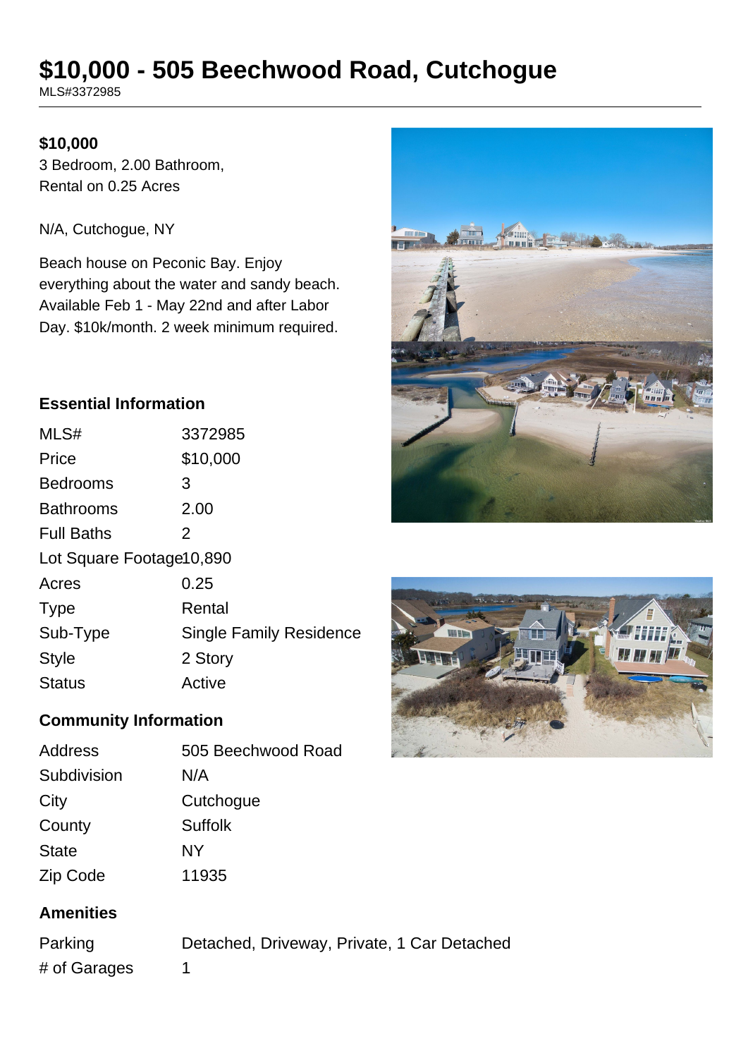# $10,000 - 505 Beechwood Road, Cutchogue

MLS#3372985

**$10,000**

3 Bedroom, 2.00 Bathroom,
Rental on 0.25 Acres

N/A, Cutchogue, NY

Beach house on Peconic Bay. Enjoy everything about the water and sandy beach. Available Feb 1 - May 22nd and after Labor Day. $10k/month. 2 week minimum required.

## Essential Information

| | |
|---|---|
| MLS# | 3372985 |
| Price | $10,000 |
| Bedrooms | 3 |
| Bathrooms | 2.00 |
| Full Baths | 2 |
| Lot Square Footage | 10,890 |
| Acres | 0.25 |
| Type | Rental |
| Sub-Type | Single Family Residence |
| Style | 2 Story |
| Status | Active |

## Community Information

| | |
|---|---|
| Address | 505 Beechwood Road |
| Subdivision | N/A |
| City | Cutchogue |
| County | Suffolk |
| State | NY |
| Zip Code | 11935 |

## Amenities

| | |
|---|---|
| Parking | Detached, Driveway, Private, 1 Car Detached |
| # of Garages | 1 |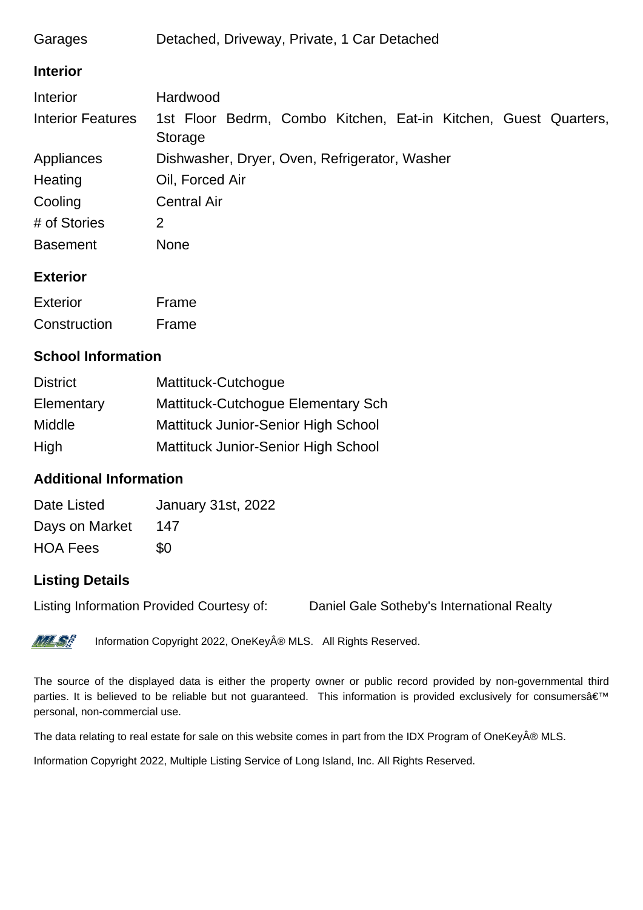| | |
|---|---|
| Garages | Detached, Driveway, Private, 1 Car Detached |

## Interior

| | |
|---|---|
| Interior | Hardwood |
| Interior Features | 1st Floor Bedrm, Combo Kitchen, Eat-in Kitchen, Guest Quarters, Storage |
| Appliances | Dishwasher, Dryer, Oven, Refrigerator, Washer |
| Heating | Oil, Forced Air |
| Cooling | Central Air |
| # of Stories | 2 |
| Basement | None |

## Exterior

| | |
|---|---|
| Exterior | Frame |
| Construction | Frame |

## School Information

| | |
|---|---|
| District | Mattituck-Cutchogue |
| Elementary | Mattituck-Cutchogue Elementary Sch |
| Middle | Mattituck Junior-Senior High School |
| High | Mattituck Junior-Senior High School |

## Additional Information

| | |
|---|---|
| Date Listed | January 31st, 2022 |
| Days on Market | 147 |
| HOA Fees | $0 |

## Listing Details

Listing Information Provided Courtesy of: Daniel Gale Sotheby's International Realty

Information Copyright 2022, OneKeyÂ® MLS. All Rights Reserved.

The source of the displayed data is either the property owner or public record provided by non-governmental third parties. It is believed to be reliable but not guaranteed. This information is provided exclusively for consumersâ€™ personal, non-commercial use.

The data relating to real estate for sale on this website comes in part from the IDX Program of OneKeyÂ® MLS.

Information Copyright 2022, Multiple Listing Service of Long Island, Inc. All Rights Reserved.